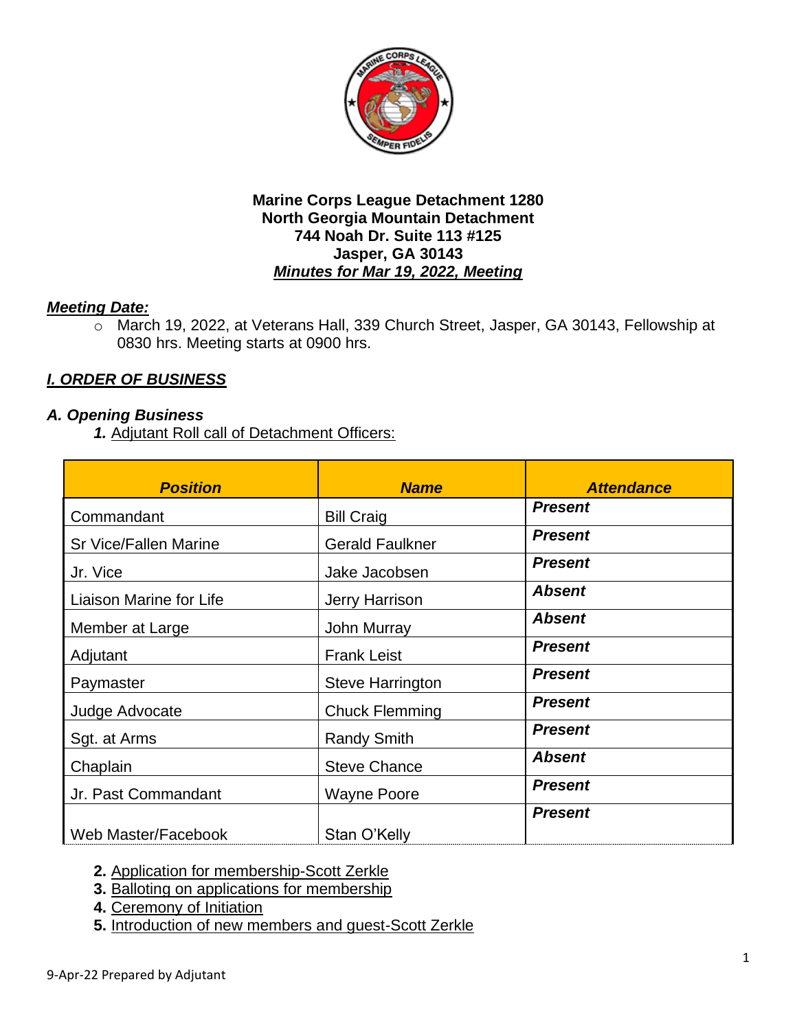**Marine Corps League Detachment 1280**
**North Georgia Mountain Detachment**
**744 Noah Dr. Suite 113 #125**
**Jasper, GA 30143**
***Minutes for Mar 19, 2022, Meeting***

## *Meeting Date:*

- March 19, 2022, at Veterans Hall, 339 Church Street, Jasper, GA 30143, Fellowship at 0830 hrs. Meeting starts at 0900 hrs.

## *I. ORDER OF BUSINESS*

### *A. Opening Business*

1. Adjutant Roll call of Detachment Officers:

| *Position* | *Name* | *Attendance* |
|---|---|---|
| Commandant | Bill Craig | ***Present*** |
| Sr Vice/Fallen Marine | Gerald Faulkner | ***Present*** |
| Jr. Vice | Jake Jacobsen | ***Present*** |
| Liaison Marine for Life | Jerry Harrison | ***Absent*** |
| Member at Large | John Murray | ***Absent*** |
| Adjutant | Frank Leist | ***Present*** |
| Paymaster | Steve Harrington | ***Present*** |
| Judge Advocate | Chuck Flemming | ***Present*** |
| Sgt. at Arms | Randy Smith | ***Present*** |
| Chaplain | Steve Chance | ***Absent*** |
| Jr. Past Commandant | Wayne Poore | ***Present*** |
| Web Master/Facebook | Stan O'Kelly | ***Present*** |

2. Application for membership-Scott Zerkle
3. Balloting on applications for membership
4. Ceremony of Initiation
5. Introduction of new members and guest-Scott Zerkle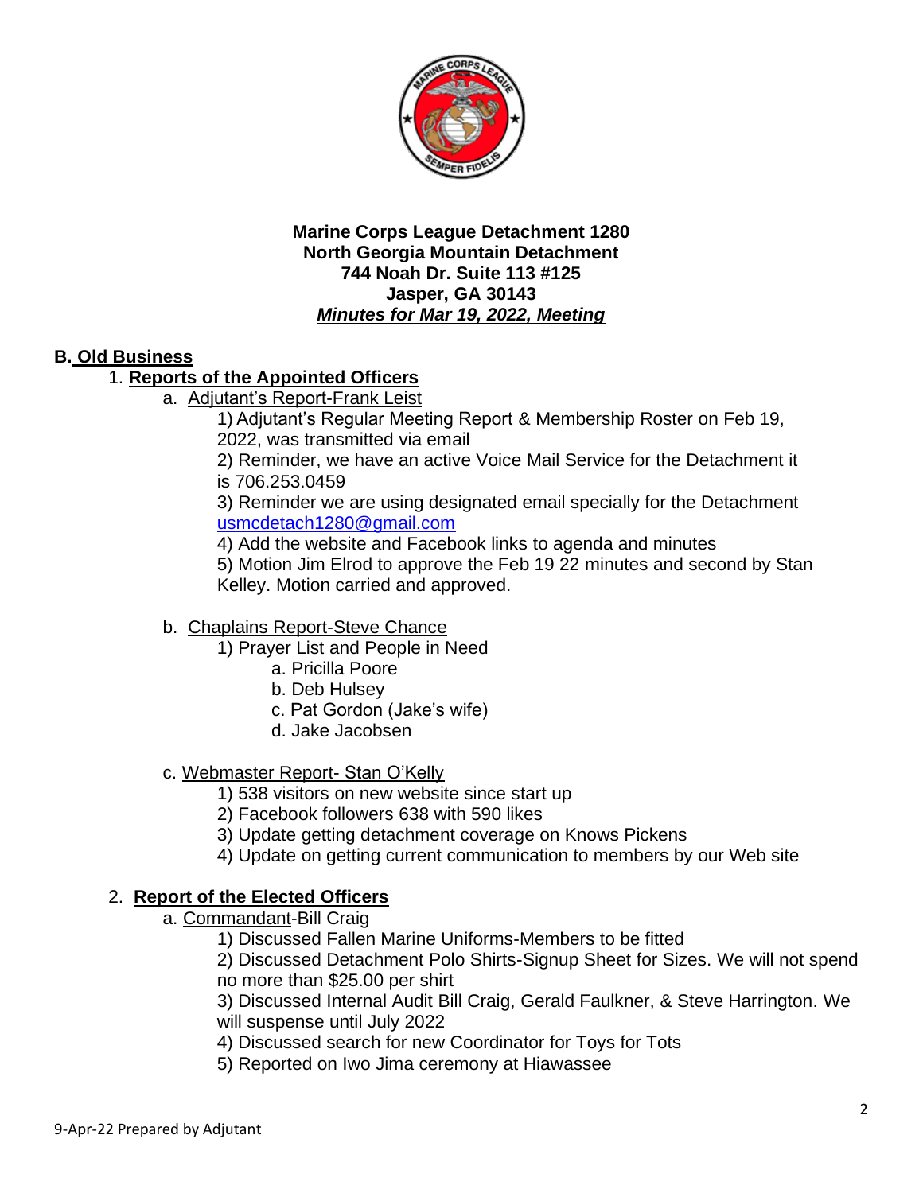**Marine Corps League Detachment 1280**
**North Georgia Mountain Detachment**
**744 Noah Dr. Suite 113 #125**
**Jasper, GA 30143**
***Minutes for Mar 19, 2022, Meeting***

## B. Old Business

### 1. Reports of the Appointed Officers

a. Adjutant's Report-Frank Leist

1) Adjutant's Regular Meeting Report & Membership Roster on Feb 19, 2022, was transmitted via email

2) Reminder, we have an active Voice Mail Service for the Detachment it is 706.253.0459

3) Reminder we are using designated email specially for the Detachment usmcdetach1280@gmail.com

4) Add the website and Facebook links to agenda and minutes

5) Motion Jim Elrod to approve the Feb 19 22 minutes and second by Stan Kelley. Motion carried and approved.

b. Chaplains Report-Steve Chance

1) Prayer List and People in Need

a. Pricilla Poore
b. Deb Hulsey
c. Pat Gordon (Jake's wife)
d. Jake Jacobsen

c. Webmaster Report- Stan O'Kelly

1) 538 visitors on new website since start up
2) Facebook followers 638 with 590 likes
3) Update getting detachment coverage on Knows Pickens
4) Update on getting current communication to members by our Web site

### 2. Report of the Elected Officers

a. Commandant-Bill Craig

1) Discussed Fallen Marine Uniforms-Members to be fitted

2) Discussed Detachment Polo Shirts-Signup Sheet for Sizes. We will not spend no more than $25.00 per shirt

3) Discussed Internal Audit Bill Craig, Gerald Faulkner, & Steve Harrington. We will suspense until July 2022

4) Discussed search for new Coordinator for Toys for Tots

5) Reported on Iwo Jima ceremony at Hiawassee

9-Apr-22 Prepared by Adjutant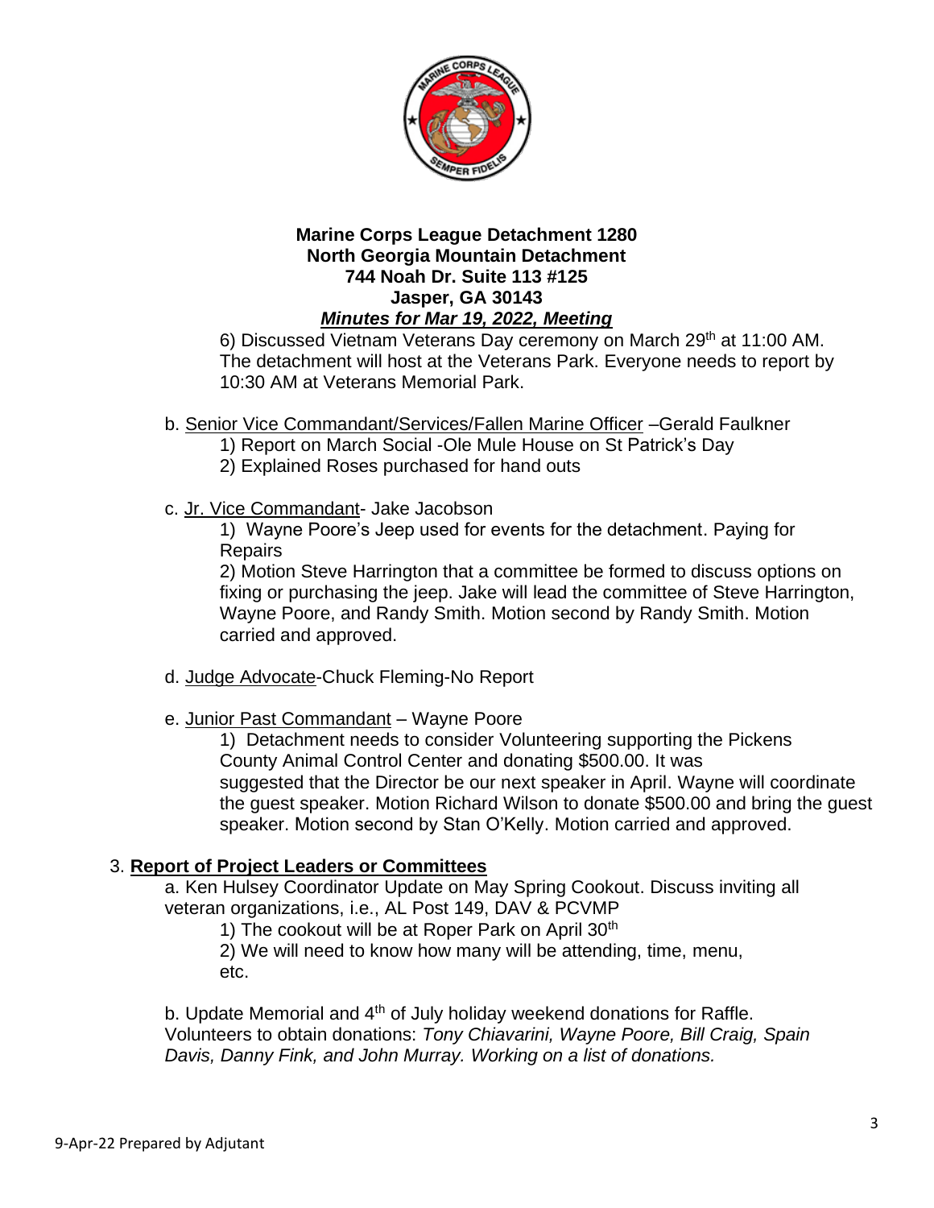**Marine Corps League Detachment 1280**
**North Georgia Mountain Detachment**
**744 Noah Dr. Suite 113 #125**
**Jasper, GA 30143**
***Minutes for Mar 19, 2022, Meeting***

6) Discussed Vietnam Veterans Day ceremony on March 29th at 11:00 AM. The detachment will host at the Veterans Park. Everyone needs to report by 10:30 AM at Veterans Memorial Park.

b. Senior Vice Commandant/Services/Fallen Marine Officer –Gerald Faulkner

1) Report on March Social -Ole Mule House on St Patrick's Day
2) Explained Roses purchased for hand outs

c. Jr. Vice Commandant- Jake Jacobson

1) Wayne Poore's Jeep used for events for the detachment. Paying for Repairs
2) Motion Steve Harrington that a committee be formed to discuss options on fixing or purchasing the jeep. Jake will lead the committee of Steve Harrington, Wayne Poore, and Randy Smith. Motion second by Randy Smith. Motion carried and approved.

d. Judge Advocate-Chuck Fleming-No Report

e. Junior Past Commandant – Wayne Poore

1) Detachment needs to consider Volunteering supporting the Pickens County Animal Control Center and donating $500.00. It was suggested that the Director be our next speaker in April. Wayne will coordinate the guest speaker. Motion Richard Wilson to donate $500.00 and bring the guest speaker. Motion second by Stan O'Kelly. Motion carried and approved.

3. **Report of Project Leaders or Committees**

a. Ken Hulsey Coordinator Update on May Spring Cookout. Discuss inviting all veteran organizations, i.e., AL Post 149, DAV & PCVMP

1) The cookout will be at Roper Park on April 30th
2) We will need to know how many will be attending, time, menu, etc.

b. Update Memorial and 4th of July holiday weekend donations for Raffle. Volunteers to obtain donations: *Tony Chiavarini, Wayne Poore, Bill Craig, Spain Davis, Danny Fink, and John Murray. Working on a list of donations.*

9-Apr-22 Prepared by Adjutant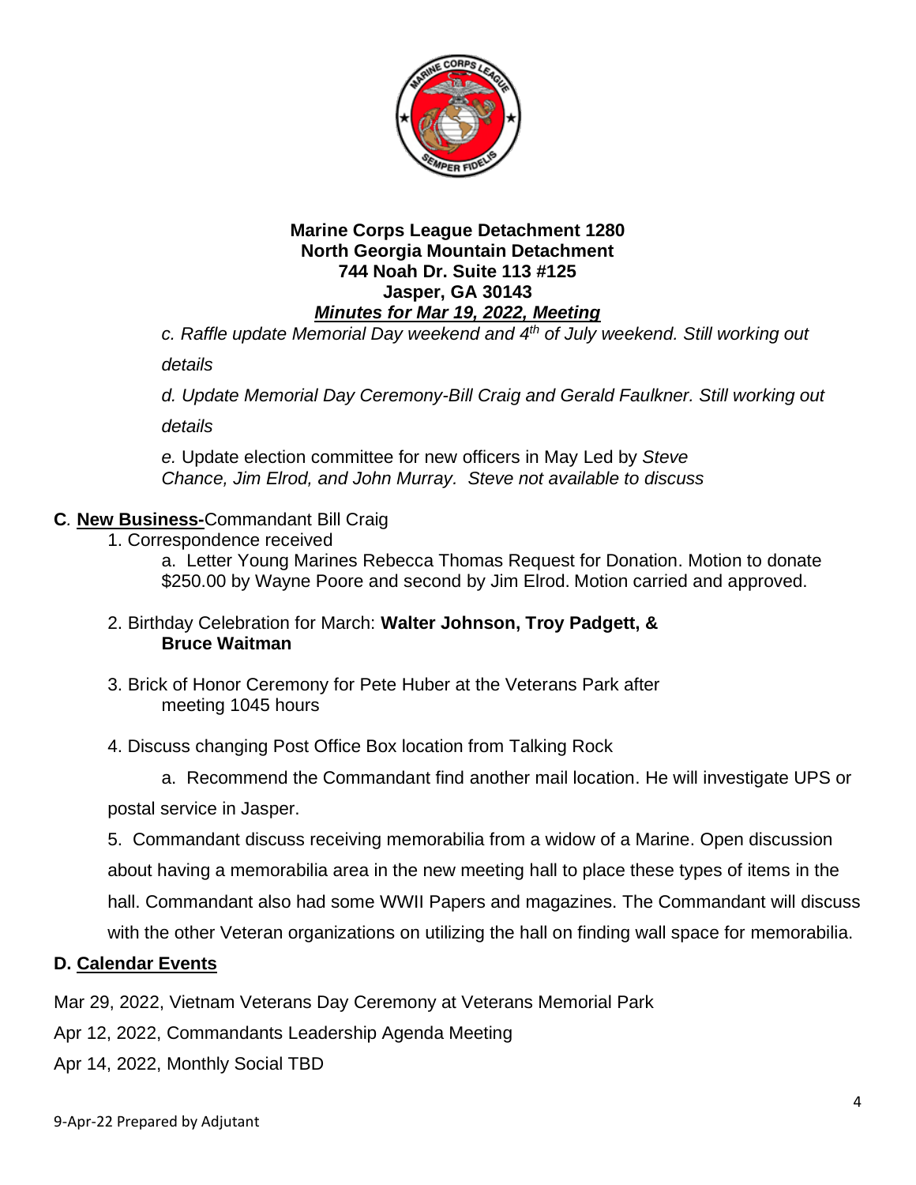**Marine Corps League Detachment 1280**
**North Georgia Mountain Detachment**
**744 Noah Dr. Suite 113 #125**
**Jasper, GA 30143**
***Minutes for Mar 19, 2022, Meeting***

*c. Raffle update Memorial Day weekend and 4th of July weekend. Still working out details*

*d. Update Memorial Day Ceremony-Bill Craig and Gerald Faulkner. Still working out details*

*e.* Update election committee for new officers in May Led by *Steve Chance, Jim Elrod, and John Murray. Steve not available to discuss*

**C.** **New Business-**Commandant Bill Craig

1. Correspondence received
   a. Letter Young Marines Rebecca Thomas Request for Donation. Motion to donate $250.00 by Wayne Poore and second by Jim Elrod. Motion carried and approved.

2. Birthday Celebration for March: **Walter Johnson, Troy Padgett, & Bruce Waitman**

3. Brick of Honor Ceremony for Pete Huber at the Veterans Park after meeting 1045 hours

4. Discuss changing Post Office Box location from Talking Rock
   a. Recommend the Commandant find another mail location. He will investigate UPS or postal service in Jasper.

5. Commandant discuss receiving memorabilia from a widow of a Marine. Open discussion about having a memorabilia area in the new meeting hall to place these types of items in the hall. Commandant also had some WWII Papers and magazines. The Commandant will discuss with the other Veteran organizations on utilizing the hall on finding wall space for memorabilia.

**D.** **Calendar Events**

Mar 29, 2022, Vietnam Veterans Day Ceremony at Veterans Memorial Park

Apr 12, 2022, Commandants Leadership Agenda Meeting

Apr 14, 2022, Monthly Social TBD

9-Apr-22 Prepared by Adjutant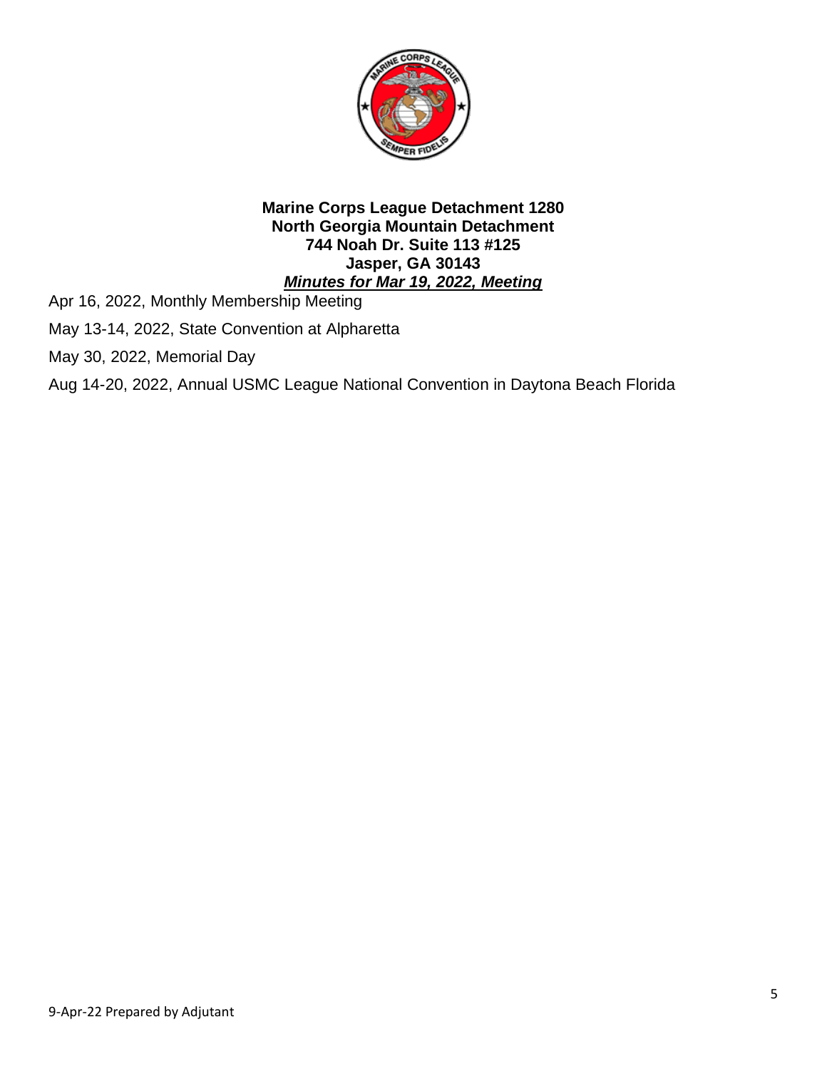**Marine Corps League Detachment 1280**
**North Georgia Mountain Detachment**
**744 Noah Dr. Suite 113 #125**
**Jasper, GA 30143**
***Minutes for Mar 19, 2022, Meeting***

Apr 16, 2022, Monthly Membership Meeting

May 13-14, 2022, State Convention at Alpharetta

May 30, 2022, Memorial Day

Aug 14-20, 2022, Annual USMC League National Convention in Daytona Beach Florida

9-Apr-22 Prepared by Adjutant